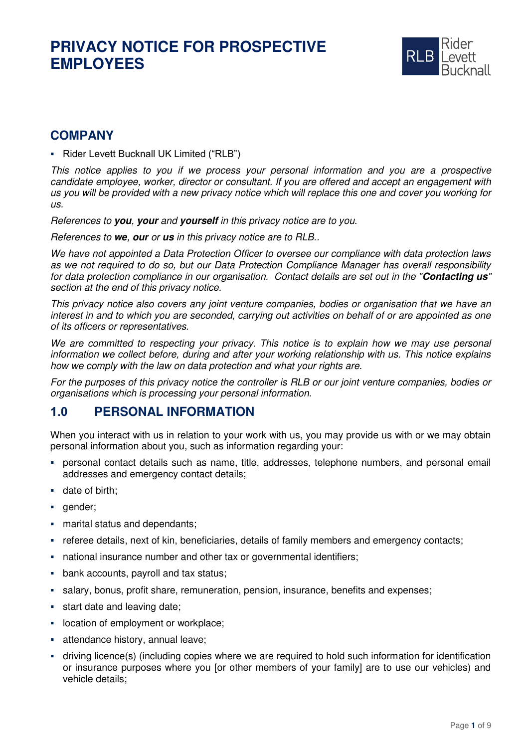# PRIVACY NOTICE FOR PROSPECTIVE EMPLOYEES

## COMPANY

- Rider Levett Bucknall UK Limited ("RLB")

*This notice applies to you if we process your personal information and you are a prospective candidate employee, worker, director or consultant. If you are offered and accept an engagement with us you will be provided with a new privacy notice which will replace this one and cover you working for us.*

*References to **you**, **your** and **yourself** in this privacy notice are to you.*

*References to **we**, **our** or **us** in this privacy notice are to RLB..*

*We have not appointed a Data Protection Officer to oversee our compliance with data protection laws as we not required to do so, but our Data Protection Compliance Manager has overall responsibility for data protection compliance in our organisation. Contact details are set out in the "**Contacting us**" section at the end of this privacy notice.*

*This privacy notice also covers any joint venture companies, bodies or organisation that we have an interest in and to which you are seconded, carrying out activities on behalf of or are appointed as one of its officers or representatives.*

*We are committed to respecting your privacy. This notice is to explain how we may use personal information we collect before, during and after your working relationship with us. This notice explains how we comply with the law on data protection and what your rights are.*

*For the purposes of this privacy notice the controller is RLB or our joint venture companies, bodies or organisations which is processing your personal information.*

## 1.0 PERSONAL INFORMATION

When you interact with us in relation to your work with us, you may provide us with or we may obtain personal information about you, such as information regarding your:

- personal contact details such as name, title, addresses, telephone numbers, and personal email addresses and emergency contact details;
- date of birth;
- gender;
- marital status and dependants;
- referee details, next of kin, beneficiaries, details of family members and emergency contacts;
- national insurance number and other tax or governmental identifiers;
- bank accounts, payroll and tax status;
- salary, bonus, profit share, remuneration, pension, insurance, benefits and expenses;
- start date and leaving date;
- location of employment or workplace;
- attendance history, annual leave;
- driving licence(s) (including copies where we are required to hold such information for identification or insurance purposes where you [or other members of your family] are to use our vehicles) and vehicle details;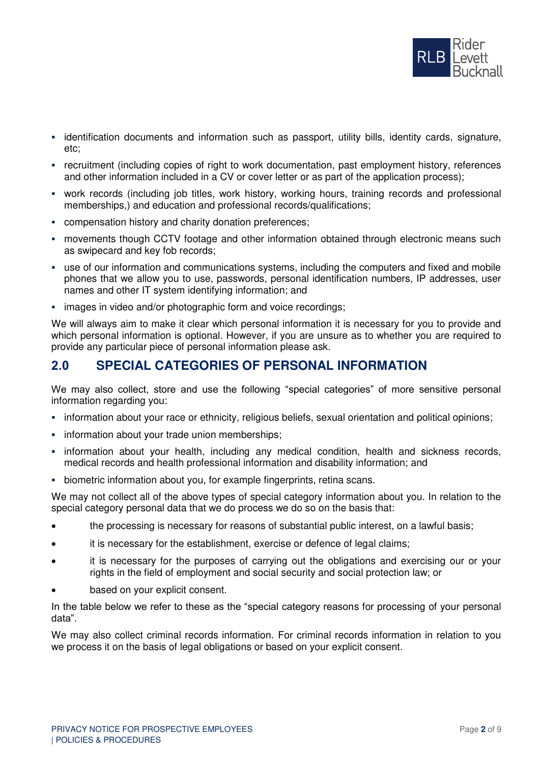- identification documents and information such as passport, utility bills, identity cards, signature, etc;
- recruitment (including copies of right to work documentation, past employment history, references and other information included in a CV or cover letter or as part of the application process);
- work records (including job titles, work history, working hours, training records and professional memberships,) and education and professional records/qualifications;
- compensation history and charity donation preferences;
- movements though CCTV footage and other information obtained through electronic means such as swipecard and key fob records;
- use of our information and communications systems, including the computers and fixed and mobile phones that we allow you to use, passwords, personal identification numbers, IP addresses, user names and other IT system identifying information; and
- images in video and/or photographic form and voice recordings;

We will always aim to make it clear which personal information it is necessary for you to provide and which personal information is optional. However, if you are unsure as to whether you are required to provide any particular piece of personal information please ask.

## 2.0 SPECIAL CATEGORIES OF PERSONAL INFORMATION

We may also collect, store and use the following "special categories" of more sensitive personal information regarding you:

- information about your race or ethnicity, religious beliefs, sexual orientation and political opinions;
- information about your trade union memberships;
- information about your health, including any medical condition, health and sickness records, medical records and health professional information and disability information; and
- biometric information about you, for example fingerprints, retina scans.

We may not collect all of the above types of special category information about you. In relation to the special category personal data that we do process we do so on the basis that:

- the processing is necessary for reasons of substantial public interest, on a lawful basis;
- it is necessary for the establishment, exercise or defence of legal claims;
- it is necessary for the purposes of carrying out the obligations and exercising our or your rights in the field of employment and social security and social protection law; or
- based on your explicit consent.

In the table below we refer to these as the "special category reasons for processing of your personal data".

We may also collect criminal records information. For criminal records information in relation to you we process it on the basis of legal obligations or based on your explicit consent.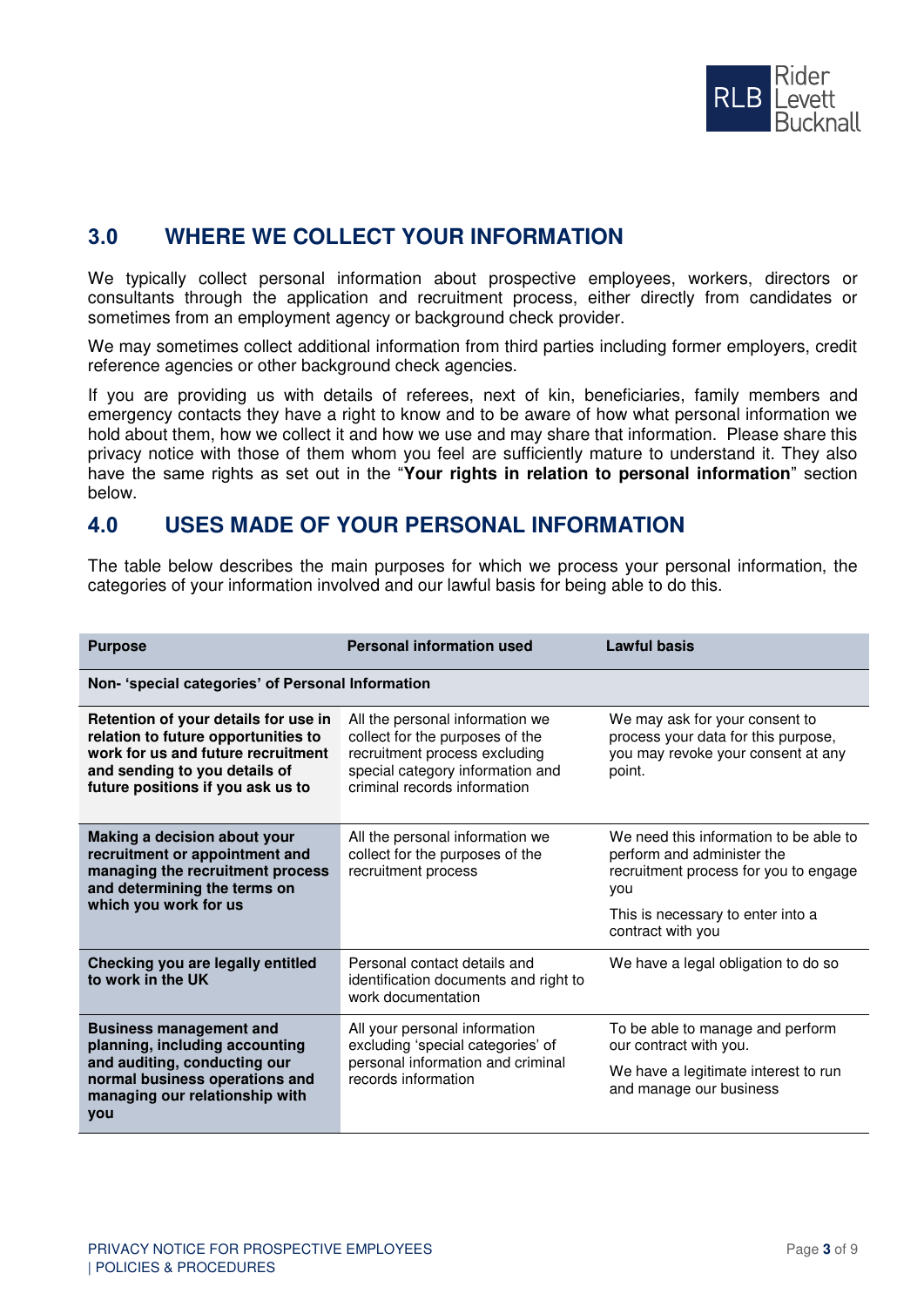## 3.0 WHERE WE COLLECT YOUR INFORMATION

We typically collect personal information about prospective employees, workers, directors or consultants through the application and recruitment process, either directly from candidates or sometimes from an employment agency or background check provider.

We may sometimes collect additional information from third parties including former employers, credit reference agencies or other background check agencies.

If you are providing us with details of referees, next of kin, beneficiaries, family members and emergency contacts they have a right to know and to be aware of how what personal information we hold about them, how we collect it and how we use and may share that information. Please share this privacy notice with those of them whom you feel are sufficiently mature to understand it. They also have the same rights as set out in the "**Your rights in relation to personal information**" section below.

## 4.0 USES MADE OF YOUR PERSONAL INFORMATION

The table below describes the main purposes for which we process your personal information, the categories of your information involved and our lawful basis for being able to do this.

| Purpose | Personal information used | Lawful basis |
|---|---|---|
| **Non- 'special categories' of Personal Information** | | |
| **Retention of your details for use in relation to future opportunities to work for us and future recruitment and sending to you details of future positions if you ask us to** | All the personal information we collect for the purposes of the recruitment process excluding special category information and criminal records information | We may ask for your consent to process your data for this purpose, you may revoke your consent at any point. |
| **Making a decision about your recruitment or appointment and managing the recruitment process and determining the terms on which you work for us** | All the personal information we collect for the purposes of the recruitment process | We need this information to be able to perform and administer the recruitment process for you to engage you<br><br>This is necessary to enter into a contract with you |
| **Checking you are legally entitled to work in the UK** | Personal contact details and identification documents and right to work documentation | We have a legal obligation to do so |
| **Business management and planning, including accounting and auditing, conducting our normal business operations and managing our relationship with you** | All your personal information excluding 'special categories' of personal information and criminal records information | To be able to manage and perform our contract with you.<br><br>We have a legitimate interest to run and manage our business |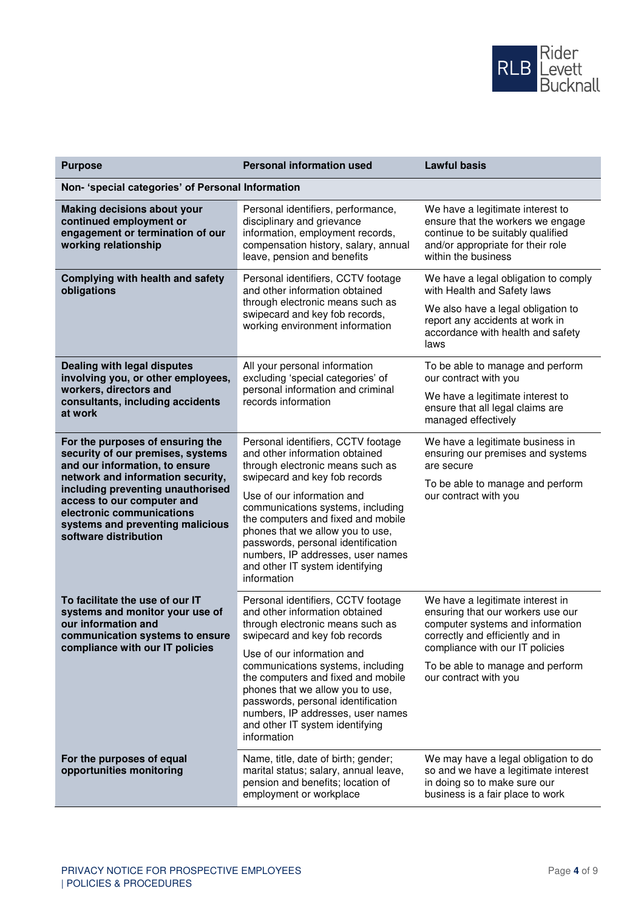| Purpose | Personal information used | Lawful basis |
|---|---|---|
| **Non- 'special categories' of Personal Information** | | |
| **Making decisions about your continued employment or engagement or termination of our working relationship** | Personal identifiers, performance, disciplinary and grievance information, employment records, compensation history, salary, annual leave, pension and benefits | We have a legitimate interest to ensure that the workers we engage continue to be suitably qualified and/or appropriate for their role within the business |
| **Complying with health and safety obligations** | Personal identifiers, CCTV footage and other information obtained through electronic means such as swipecard and key fob records, working environment information | We have a legal obligation to comply with Health and Safety laws<br><br>We also have a legal obligation to report any accidents at work in accordance with health and safety laws |
| **Dealing with legal disputes involving you, or other employees, workers, directors and consultants, including accidents at work** | All your personal information excluding 'special categories' of personal information and criminal records information | To be able to manage and perform our contract with you<br><br>We have a legitimate interest to ensure that all legal claims are managed effectively |
| **For the purposes of ensuring the security of our premises, systems and our information, to ensure network and information security, including preventing unauthorised access to our computer and electronic communications systems and preventing malicious software distribution** | Personal identifiers, CCTV footage and other information obtained through electronic means such as swipecard and key fob records<br><br>Use of our information and communications systems, including the computers and fixed and mobile phones that we allow you to use, passwords, personal identification numbers, IP addresses, user names and other IT system identifying information | We have a legitimate business in ensuring our premises and systems are secure<br><br>To be able to manage and perform our contract with you |
| **To facilitate the use of our IT systems and monitor your use of our information and communication systems to ensure compliance with our IT policies** | Personal identifiers, CCTV footage and other information obtained through electronic means such as swipecard and key fob records<br><br>Use of our information and communications systems, including the computers and fixed and mobile phones that we allow you to use, passwords, personal identification numbers, IP addresses, user names and other IT system identifying information | We have a legitimate interest in ensuring that our workers use our computer systems and information correctly and efficiently and in compliance with our IT policies<br><br>To be able to manage and perform our contract with you |
| **For the purposes of equal opportunities monitoring** | Name, title, date of birth; gender; marital status; salary, annual leave, pension and benefits; location of employment or workplace | We may have a legal obligation to do so and we have a legitimate interest in doing so to make sure our business is a fair place to work |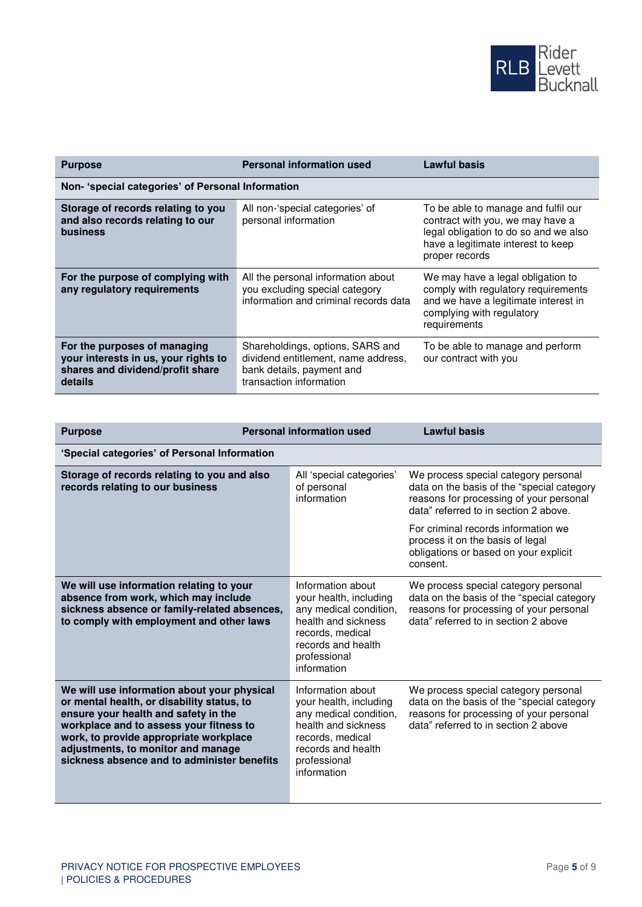| Purpose | Personal information used | Lawful basis |
|---|---|---|
| **Non- 'special categories' of Personal Information** | | |
| **Storage of records relating to you and also records relating to our business** | All non-'special categories' of personal information | To be able to manage and fulfil our contract with you, we may have a legal obligation to do so and we also have a legitimate interest to keep proper records |
| **For the purpose of complying with any regulatory requirements** | All the personal information about you excluding special category information and criminal records data | We may have a legal obligation to comply with regulatory requirements and we have a legitimate interest in complying with regulatory requirements |
| **For the purposes of managing your interests in us, your rights to shares and dividend/profit share details** | Shareholdings, options, SARS and dividend entitlement, name address, bank details, payment and transaction information | To be able to manage and perform our contract with you |

| Purpose | Personal information used | Lawful basis |
|---|---|---|
| **'Special categories' of Personal Information** | | |
| **Storage of records relating to you and also records relating to our business** | All 'special categories' of personal information | We process special category personal data on the basis of the "special category reasons for processing of your personal data" referred to in section 2 above.<br><br>For criminal records information we process it on the basis of legal obligations or based on your explicit consent. |
| **We will use information relating to your absence from work, which may include sickness absence or family-related absences, to comply with employment and other laws** | Information about your health, including any medical condition, health and sickness records, medical records and health professional information | We process special category personal data on the basis of the "special category reasons for processing of your personal data" referred to in section 2 above |
| **We will use information about your physical or mental health, or disability status, to ensure your health and safety in the workplace and to assess your fitness to work, to provide appropriate workplace adjustments, to monitor and manage sickness absence and to administer benefits** | Information about your health, including any medical condition, health and sickness records, medical records and health professional information | We process special category personal data on the basis of the "special category reasons for processing of your personal data" referred to in section 2 above |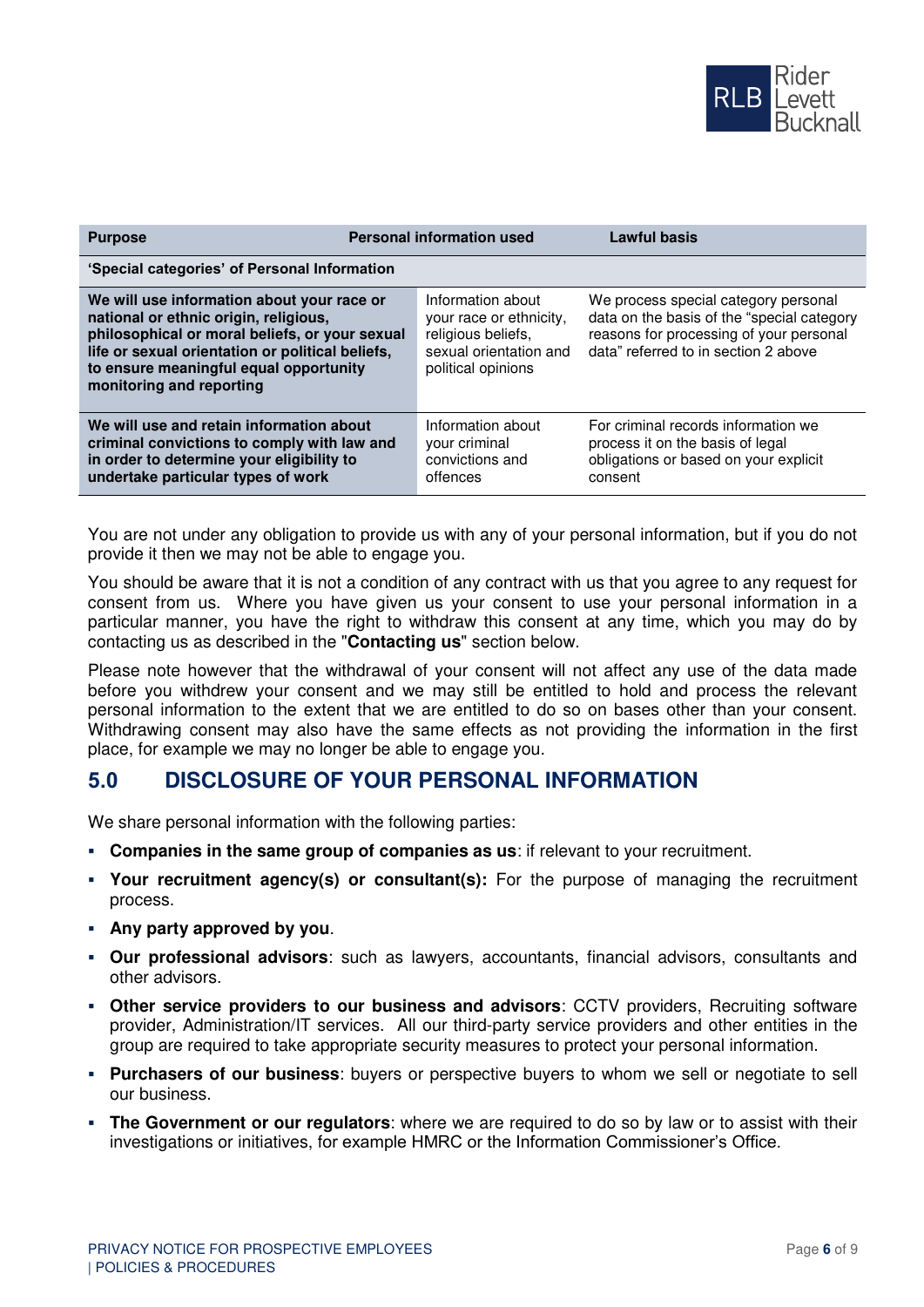| Purpose | Personal information used | Lawful basis |
|---|---|---|
| **'Special categories' of Personal Information** | | |
| **We will use information about your race or national or ethnic origin, religious, philosophical or moral beliefs, or your sexual life or sexual orientation or political beliefs, to ensure meaningful equal opportunity monitoring and reporting** | Information about your race or ethnicity, religious beliefs, sexual orientation and political opinions | We process special category personal data on the basis of the "special category reasons for processing of your personal data" referred to in section 2 above |
| **We will use and retain information about criminal convictions to comply with law and in order to determine your eligibility to undertake particular types of work** | Information about your criminal convictions and offences | For criminal records information we process it on the basis of legal obligations or based on your explicit consent |

You are not under any obligation to provide us with any of your personal information, but if you do not provide it then we may not be able to engage you.

You should be aware that it is not a condition of any contract with us that you agree to any request for consent from us. Where you have given us your consent to use your personal information in a particular manner, you have the right to withdraw this consent at any time, which you may do by contacting us as described in the "**Contacting us**" section below.

Please note however that the withdrawal of your consent will not affect any use of the data made before you withdrew your consent and we may still be entitled to hold and process the relevant personal information to the extent that we are entitled to do so on bases other than your consent. Withdrawing consent may also have the same effects as not providing the information in the first place, for example we may no longer be able to engage you.

## 5.0 DISCLOSURE OF YOUR PERSONAL INFORMATION

We share personal information with the following parties:

- **Companies in the same group of companies as us**: if relevant to your recruitment.
- **Your recruitment agency(s) or consultant(s):** For the purpose of managing the recruitment process.
- **Any party approved by you**.
- **Our professional advisors**: such as lawyers, accountants, financial advisors, consultants and other advisors.
- **Other service providers to our business and advisors**: CCTV providers, Recruiting software provider, Administration/IT services. All our third-party service providers and other entities in the group are required to take appropriate security measures to protect your personal information.
- **Purchasers of our business**: buyers or perspective buyers to whom we sell or negotiate to sell our business.
- **The Government or our regulators**: where we are required to do so by law or to assist with their investigations or initiatives, for example HMRC or the Information Commissioner's Office.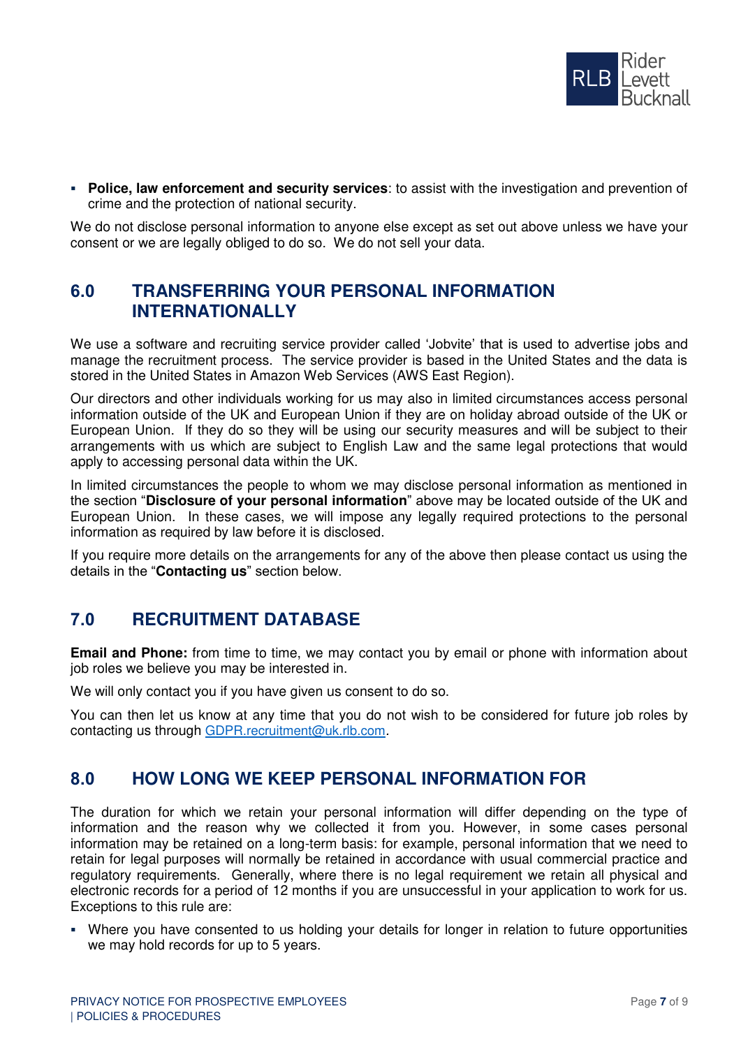- **Police, law enforcement and security services**: to assist with the investigation and prevention of crime and the protection of national security.

We do not disclose personal information to anyone else except as set out above unless we have your consent or we are legally obliged to do so. We do not sell your data.

## 6.0 TRANSFERRING YOUR PERSONAL INFORMATION INTERNATIONALLY

We use a software and recruiting service provider called 'Jobvite' that is used to advertise jobs and manage the recruitment process. The service provider is based in the United States and the data is stored in the United States in Amazon Web Services (AWS East Region).

Our directors and other individuals working for us may also in limited circumstances access personal information outside of the UK and European Union if they are on holiday abroad outside of the UK or European Union. If they do so they will be using our security measures and will be subject to their arrangements with us which are subject to English Law and the same legal protections that would apply to accessing personal data within the UK.

In limited circumstances the people to whom we may disclose personal information as mentioned in the section "**Disclosure of your personal information**" above may be located outside of the UK and European Union. In these cases, we will impose any legally required protections to the personal information as required by law before it is disclosed.

If you require more details on the arrangements for any of the above then please contact us using the details in the "**Contacting us**" section below.

## 7.0 RECRUITMENT DATABASE

**Email and Phone:** from time to time, we may contact you by email or phone with information about job roles we believe you may be interested in.

We will only contact you if you have given us consent to do so.

You can then let us know at any time that you do not wish to be considered for future job roles by contacting us through GDPR.recruitment@uk.rlb.com.

## 8.0 HOW LONG WE KEEP PERSONAL INFORMATION FOR

The duration for which we retain your personal information will differ depending on the type of information and the reason why we collected it from you. However, in some cases personal information may be retained on a long-term basis: for example, personal information that we need to retain for legal purposes will normally be retained in accordance with usual commercial practice and regulatory requirements. Generally, where there is no legal requirement we retain all physical and electronic records for a period of 12 months if you are unsuccessful in your application to work for us. Exceptions to this rule are:

- Where you have consented to us holding your details for longer in relation to future opportunities we may hold records for up to 5 years.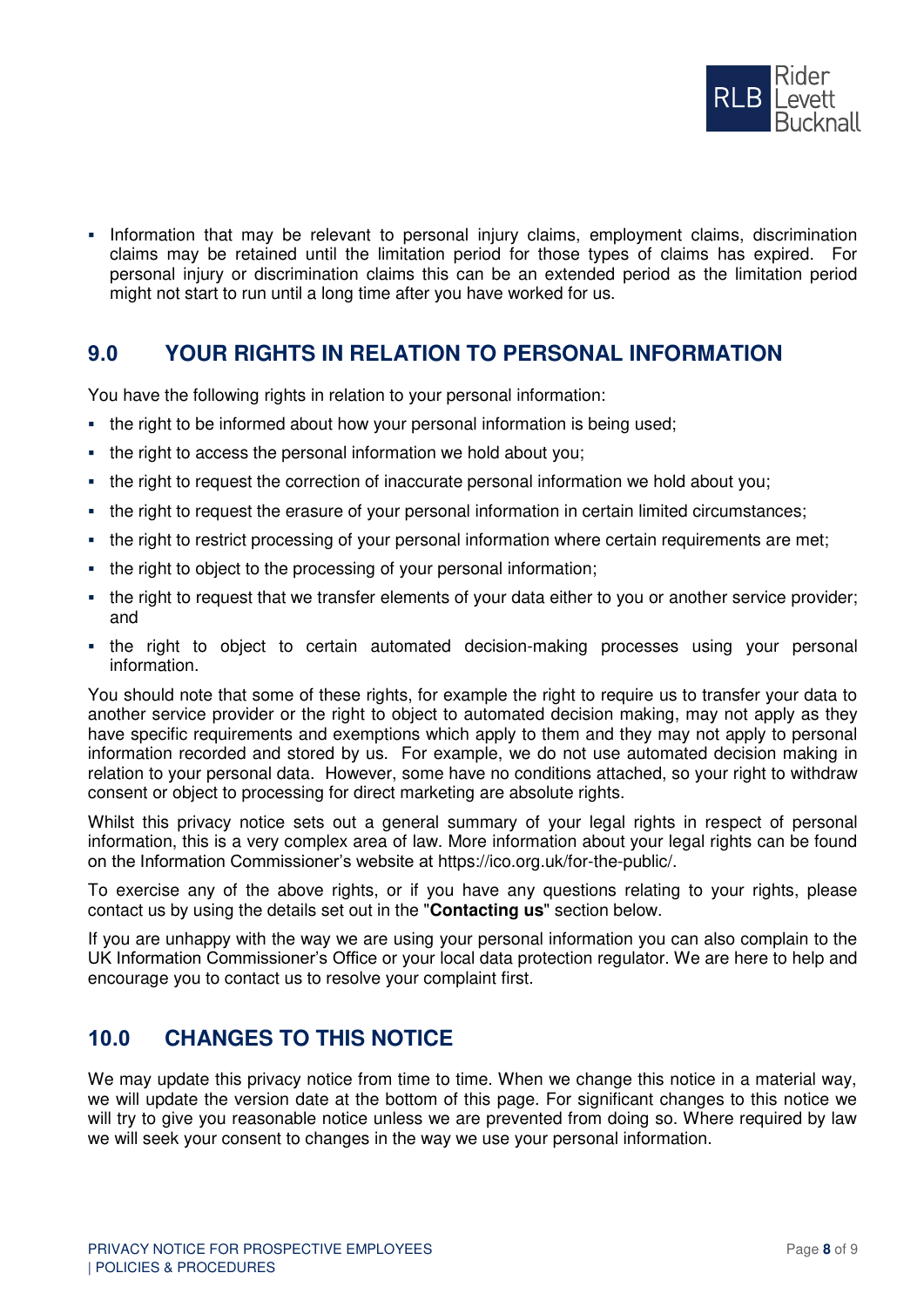- Information that may be relevant to personal injury claims, employment claims, discrimination claims may be retained until the limitation period for those types of claims has expired. For personal injury or discrimination claims this can be an extended period as the limitation period might not start to run until a long time after you have worked for us.

## 9.0 YOUR RIGHTS IN RELATION TO PERSONAL INFORMATION

You have the following rights in relation to your personal information:

- the right to be informed about how your personal information is being used;
- the right to access the personal information we hold about you;
- the right to request the correction of inaccurate personal information we hold about you;
- the right to request the erasure of your personal information in certain limited circumstances;
- the right to restrict processing of your personal information where certain requirements are met;
- the right to object to the processing of your personal information;
- the right to request that we transfer elements of your data either to you or another service provider; and
- the right to object to certain automated decision-making processes using your personal information.

You should note that some of these rights, for example the right to require us to transfer your data to another service provider or the right to object to automated decision making, may not apply as they have specific requirements and exemptions which apply to them and they may not apply to personal information recorded and stored by us. For example, we do not use automated decision making in relation to your personal data. However, some have no conditions attached, so your right to withdraw consent or object to processing for direct marketing are absolute rights.

Whilst this privacy notice sets out a general summary of your legal rights in respect of personal information, this is a very complex area of law. More information about your legal rights can be found on the Information Commissioner's website at https://ico.org.uk/for-the-public/.

To exercise any of the above rights, or if you have any questions relating to your rights, please contact us by using the details set out in the "**Contacting us**" section below.

If you are unhappy with the way we are using your personal information you can also complain to the UK Information Commissioner's Office or your local data protection regulator. We are here to help and encourage you to contact us to resolve your complaint first.

## 10.0 CHANGES TO THIS NOTICE

We may update this privacy notice from time to time. When we change this notice in a material way, we will update the version date at the bottom of this page. For significant changes to this notice we will try to give you reasonable notice unless we are prevented from doing so. Where required by law we will seek your consent to changes in the way we use your personal information.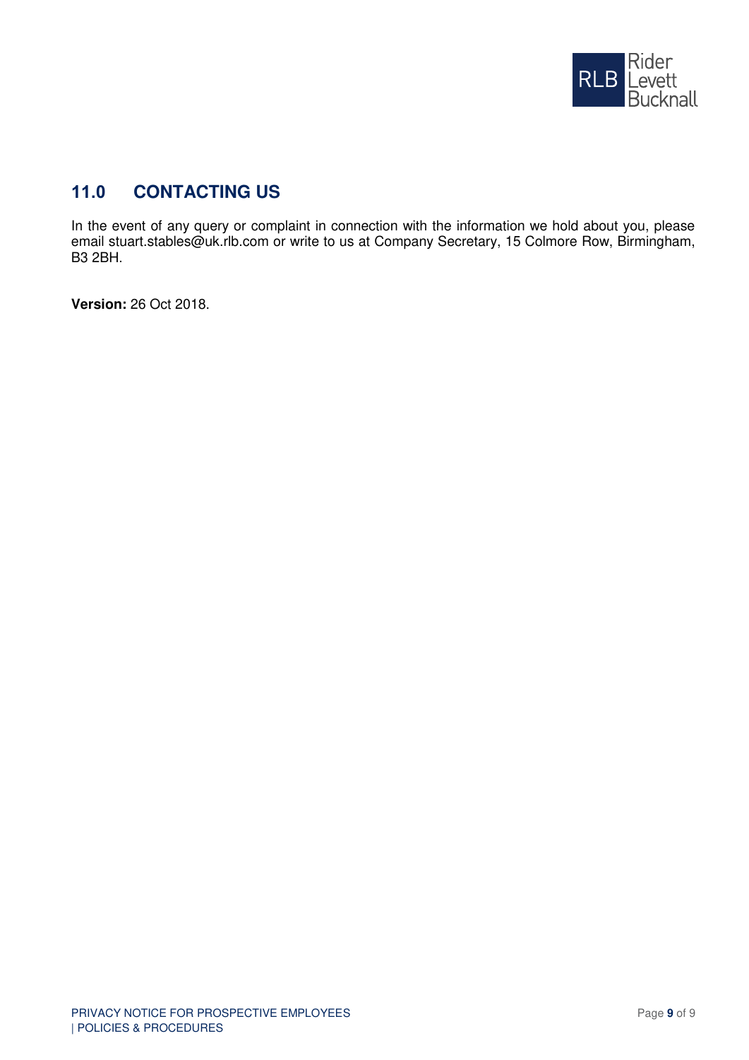## 11.0 CONTACTING US

In the event of any query or complaint in connection with the information we hold about you, please email stuart.stables@uk.rlb.com or write to us at Company Secretary, 15 Colmore Row, Birmingham, B3 2BH.

**Version:** 26 Oct 2018.